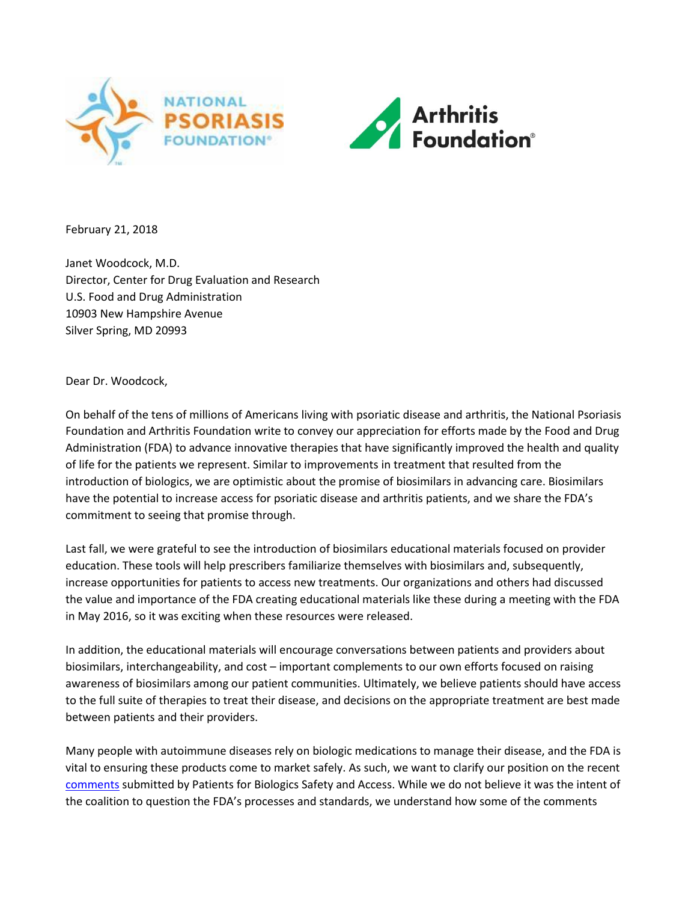NATIONAL PSORIASIS FOUNDATION

Arthritis Foundation

February 21, 2018

Janet Woodcock, M.D.
Director, Center for Drug Evaluation and Research
U.S. Food and Drug Administration
10903 New Hampshire Avenue
Silver Spring, MD 20993

Dear Dr. Woodcock,

On behalf of the tens of millions of Americans living with psoriatic disease and arthritis, the National Psoriasis Foundation and Arthritis Foundation write to convey our appreciation for efforts made by the Food and Drug Administration (FDA) to advance innovative therapies that have significantly improved the health and quality of life for the patients we represent. Similar to improvements in treatment that resulted from the introduction of biologics, we are optimistic about the promise of biosimilars in advancing care. Biosimilars have the potential to increase access for psoriatic disease and arthritis patients, and we share the FDA's commitment to seeing that promise through.

Last fall, we were grateful to see the introduction of biosimilars educational materials focused on provider education. These tools will help prescribers familiarize themselves with biosimilars and, subsequently, increase opportunities for patients to access new treatments. Our organizations and others had discussed the value and importance of the FDA creating educational materials like these during a meeting with the FDA in May 2016, so it was exciting when these resources were released.

In addition, the educational materials will encourage conversations between patients and providers about biosimilars, interchangeability, and cost – important complements to our own efforts focused on raising awareness of biosimilars among our patient communities. Ultimately, we believe patients should have access to the full suite of therapies to treat their disease, and decisions on the appropriate treatment are best made between patients and their providers.

Many people with autoimmune diseases rely on biologic medications to manage their disease, and the FDA is vital to ensuring these products come to market safely. As such, we want to clarify our position on the recent comments submitted by Patients for Biologics Safety and Access. While we do not believe it was the intent of the coalition to question the FDA's processes and standards, we understand how some of the comments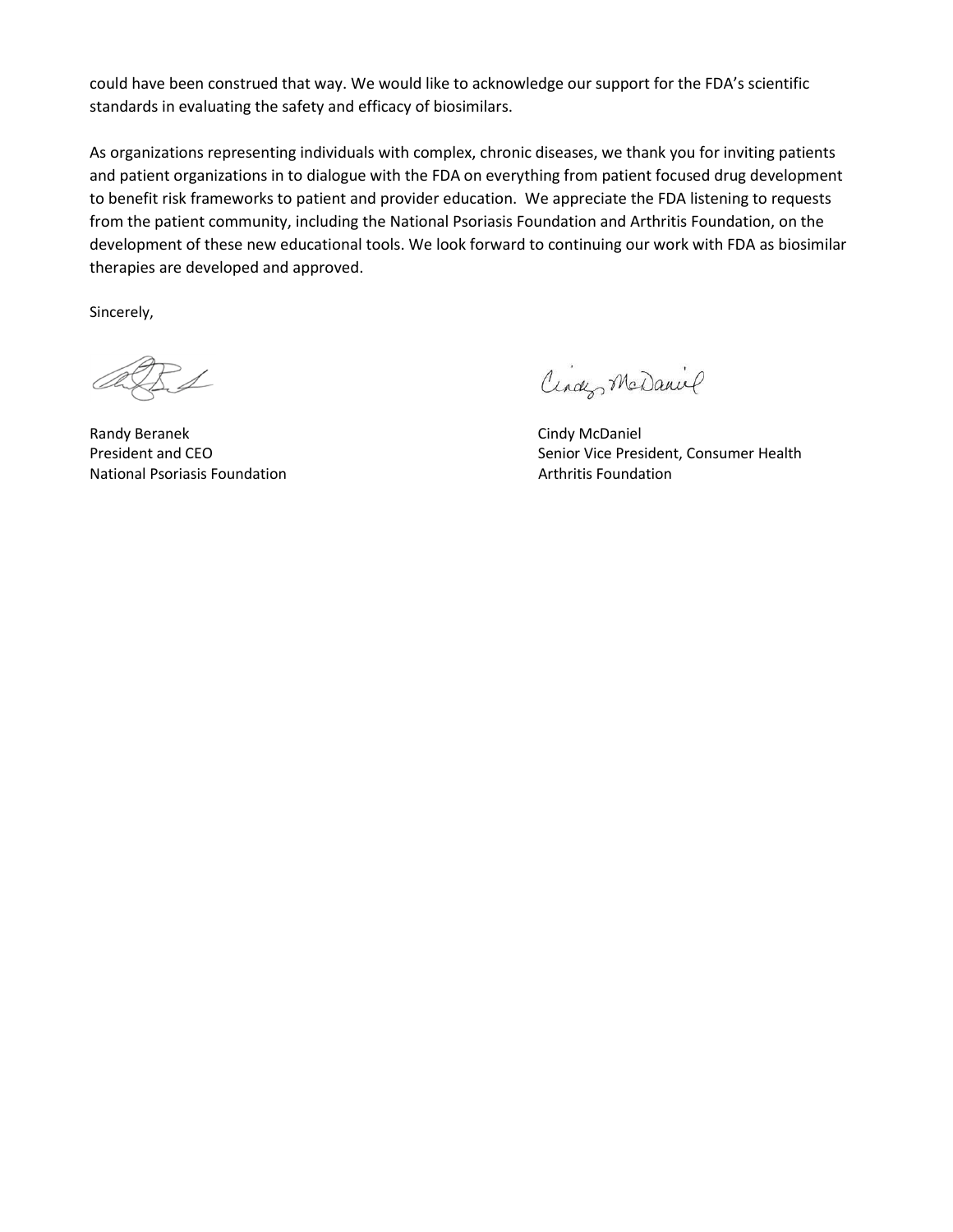could have been construed that way. We would like to acknowledge our support for the FDA's scientific standards in evaluating the safety and efficacy of biosimilars.

As organizations representing individuals with complex, chronic diseases, we thank you for inviting patients and patient organizations in to dialogue with the FDA on everything from patient focused drug development to benefit risk frameworks to patient and provider education. We appreciate the FDA listening to requests from the patient community, including the National Psoriasis Foundation and Arthritis Foundation, on the development of these new educational tools. We look forward to continuing our work with FDA as biosimilar therapies are developed and approved.

Sincerely,

Randy Beranek
President and CEO
National Psoriasis Foundation

Cindy McDaniel
Senior Vice President, Consumer Health
Arthritis Foundation